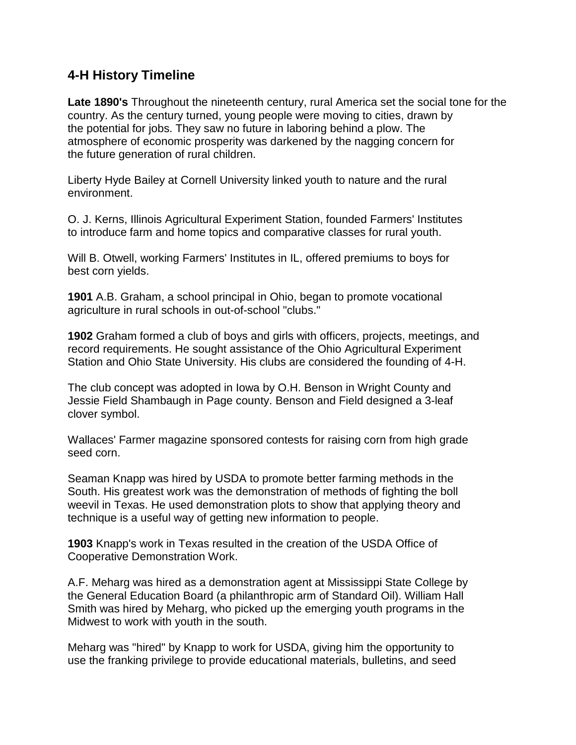## 4-H History Timeline

**Late 1890's** Throughout the nineteenth century, rural America set the social tone for the country. As the century turned, young people were moving to cities, drawn by the potential for jobs. They saw no future in laboring behind a plow. The atmosphere of economic prosperity was darkened by the nagging concern for the future generation of rural children.

Liberty Hyde Bailey at Cornell University linked youth to nature and the rural environment.

O. J. Kerns, Illinois Agricultural Experiment Station, founded Farmers' Institutes to introduce farm and home topics and comparative classes for rural youth.

Will B. Otwell, working Farmers' Institutes in IL, offered premiums to boys for best corn yields.

**1901** A.B. Graham, a school principal in Ohio, began to promote vocational agriculture in rural schools in out-of-school "clubs."

**1902** Graham formed a club of boys and girls with officers, projects, meetings, and record requirements. He sought assistance of the Ohio Agricultural Experiment Station and Ohio State University. His clubs are considered the founding of 4-H.

The club concept was adopted in Iowa by O.H. Benson in Wright County and Jessie Field Shambaugh in Page county. Benson and Field designed a 3-leaf clover symbol.

Wallaces' Farmer magazine sponsored contests for raising corn from high grade seed corn.

Seaman Knapp was hired by USDA to promote better farming methods in the South. His greatest work was the demonstration of methods of fighting the boll weevil in Texas. He used demonstration plots to show that applying theory and technique is a useful way of getting new information to people.

**1903** Knapp's work in Texas resulted in the creation of the USDA Office of Cooperative Demonstration Work.

A.F. Meharg was hired as a demonstration agent at Mississippi State College by the General Education Board (a philanthropic arm of Standard Oil). William Hall Smith was hired by Meharg, who picked up the emerging youth programs in the Midwest to work with youth in the south.

Meharg was "hired" by Knapp to work for USDA, giving him the opportunity to use the franking privilege to provide educational materials, bulletins, and seed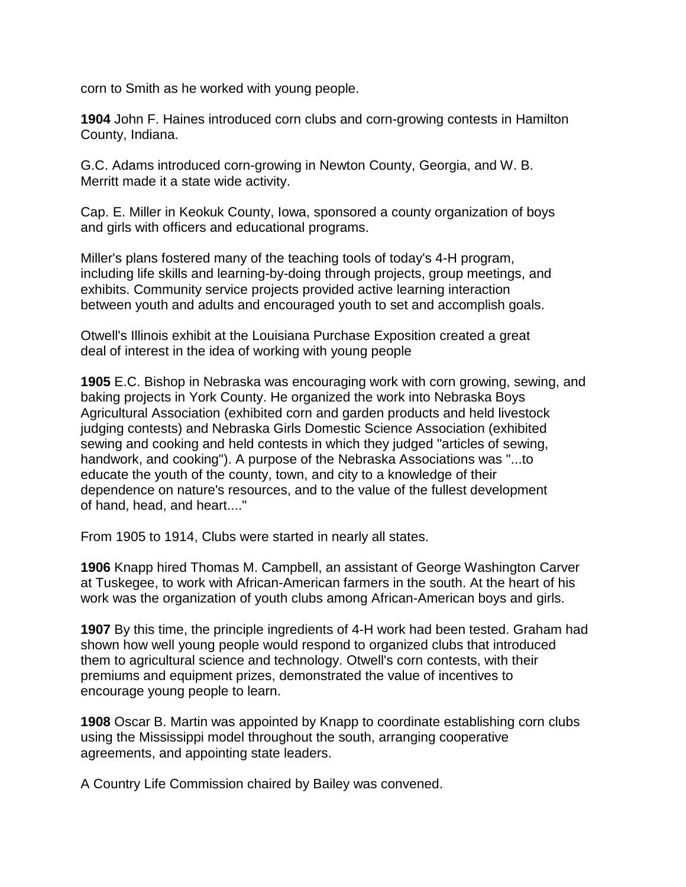corn to Smith as he worked with young people.

**1904** John F. Haines introduced corn clubs and corn-growing contests in Hamilton County, Indiana.

G.C. Adams introduced corn-growing in Newton County, Georgia, and W. B. Merritt made it a state wide activity.

Cap. E. Miller in Keokuk County, Iowa, sponsored a county organization of boys and girls with officers and educational programs.

Miller's plans fostered many of the teaching tools of today's 4-H program, including life skills and learning-by-doing through projects, group meetings, and exhibits. Community service projects provided active learning interaction between youth and adults and encouraged youth to set and accomplish goals.

Otwell's Illinois exhibit at the Louisiana Purchase Exposition created a great deal of interest in the idea of working with young people

**1905** E.C. Bishop in Nebraska was encouraging work with corn growing, sewing, and baking projects in York County. He organized the work into Nebraska Boys Agricultural Association (exhibited corn and garden products and held livestock judging contests) and Nebraska Girls Domestic Science Association (exhibited sewing and cooking and held contests in which they judged "articles of sewing, handwork, and cooking"). A purpose of the Nebraska Associations was "...to educate the youth of the county, town, and city to a knowledge of their dependence on nature's resources, and to the value of the fullest development of hand, head, and heart...."

From 1905 to 1914, Clubs were started in nearly all states.

**1906** Knapp hired Thomas M. Campbell, an assistant of George Washington Carver at Tuskegee, to work with African-American farmers in the south. At the heart of his work was the organization of youth clubs among African-American boys and girls.

**1907** By this time, the principle ingredients of 4-H work had been tested. Graham had shown how well young people would respond to organized clubs that introduced them to agricultural science and technology. Otwell's corn contests, with their premiums and equipment prizes, demonstrated the value of incentives to encourage young people to learn.

**1908** Oscar B. Martin was appointed by Knapp to coordinate establishing corn clubs using the Mississippi model throughout the south, arranging cooperative agreements, and appointing state leaders.

A Country Life Commission chaired by Bailey was convened.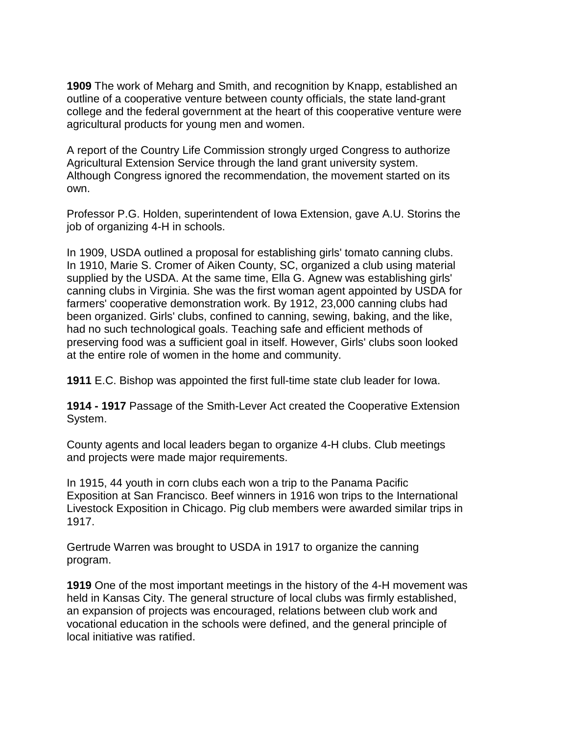**1909** The work of Meharg and Smith, and recognition by Knapp, established an outline of a cooperative venture between county officials, the state land-grant college and the federal government at the heart of this cooperative venture were agricultural products for young men and women.

A report of the Country Life Commission strongly urged Congress to authorize Agricultural Extension Service through the land grant university system. Although Congress ignored the recommendation, the movement started on its own.

Professor P.G. Holden, superintendent of Iowa Extension, gave A.U. Storins the job of organizing 4-H in schools.

In 1909, USDA outlined a proposal for establishing girls' tomato canning clubs. In 1910, Marie S. Cromer of Aiken County, SC, organized a club using material supplied by the USDA. At the same time, Ella G. Agnew was establishing girls' canning clubs in Virginia. She was the first woman agent appointed by USDA for farmers' cooperative demonstration work. By 1912, 23,000 canning clubs had been organized. Girls' clubs, confined to canning, sewing, baking, and the like, had no such technological goals. Teaching safe and efficient methods of preserving food was a sufficient goal in itself. However, Girls' clubs soon looked at the entire role of women in the home and community.

**1911** E.C. Bishop was appointed the first full-time state club leader for Iowa.

**1914 - 1917** Passage of the Smith-Lever Act created the Cooperative Extension System.

County agents and local leaders began to organize 4-H clubs. Club meetings and projects were made major requirements.

In 1915, 44 youth in corn clubs each won a trip to the Panama Pacific Exposition at San Francisco. Beef winners in 1916 won trips to the International Livestock Exposition in Chicago. Pig club members were awarded similar trips in 1917.

Gertrude Warren was brought to USDA in 1917 to organize the canning program.

**1919** One of the most important meetings in the history of the 4-H movement was held in Kansas City. The general structure of local clubs was firmly established, an expansion of projects was encouraged, relations between club work and vocational education in the schools were defined, and the general principle of local initiative was ratified.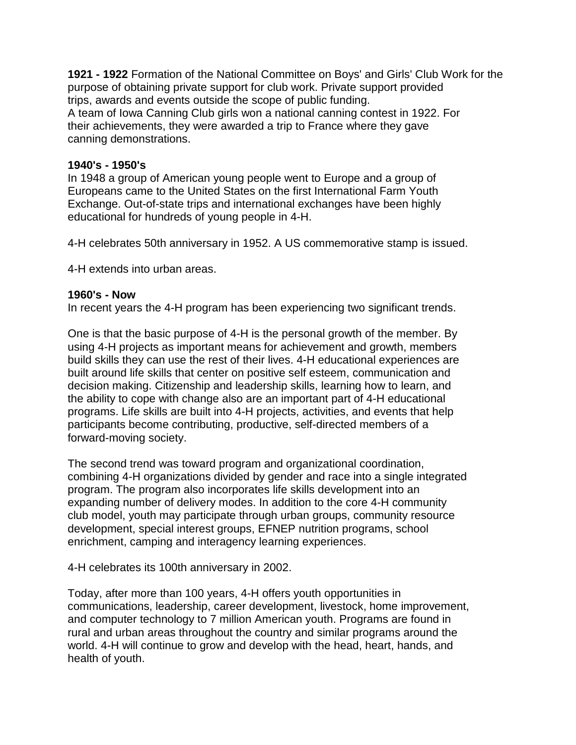**1921 - 1922** Formation of the National Committee on Boys' and Girls' Club Work for the purpose of obtaining private support for club work. Private support provided trips, awards and events outside the scope of public funding.
A team of Iowa Canning Club girls won a national canning contest in 1922. For their achievements, they were awarded a trip to France where they gave canning demonstrations.

**1940's - 1950's**
In 1948 a group of American young people went to Europe and a group of Europeans came to the United States on the first International Farm Youth Exchange. Out-of-state trips and international exchanges have been highly educational for hundreds of young people in 4-H.

4-H celebrates 50th anniversary in 1952. A US commemorative stamp is issued.

4-H extends into urban areas.

**1960's - Now**
In recent years the 4-H program has been experiencing two significant trends.

One is that the basic purpose of 4-H is the personal growth of the member. By using 4-H projects as important means for achievement and growth, members build skills they can use the rest of their lives. 4-H educational experiences are built around life skills that center on positive self esteem, communication and decision making. Citizenship and leadership skills, learning how to learn, and the ability to cope with change also are an important part of 4-H educational programs. Life skills are built into 4-H projects, activities, and events that help participants become contributing, productive, self-directed members of a forward-moving society.

The second trend was toward program and organizational coordination, combining 4-H organizations divided by gender and race into a single integrated program. The program also incorporates life skills development into an expanding number of delivery modes. In addition to the core 4-H community club model, youth may participate through urban groups, community resource development, special interest groups, EFNEP nutrition programs, school enrichment, camping and interagency learning experiences.

4-H celebrates its 100th anniversary in 2002.

Today, after more than 100 years, 4-H offers youth opportunities in communications, leadership, career development, livestock, home improvement, and computer technology to 7 million American youth. Programs are found in rural and urban areas throughout the country and similar programs around the world. 4-H will continue to grow and develop with the head, heart, hands, and health of youth.